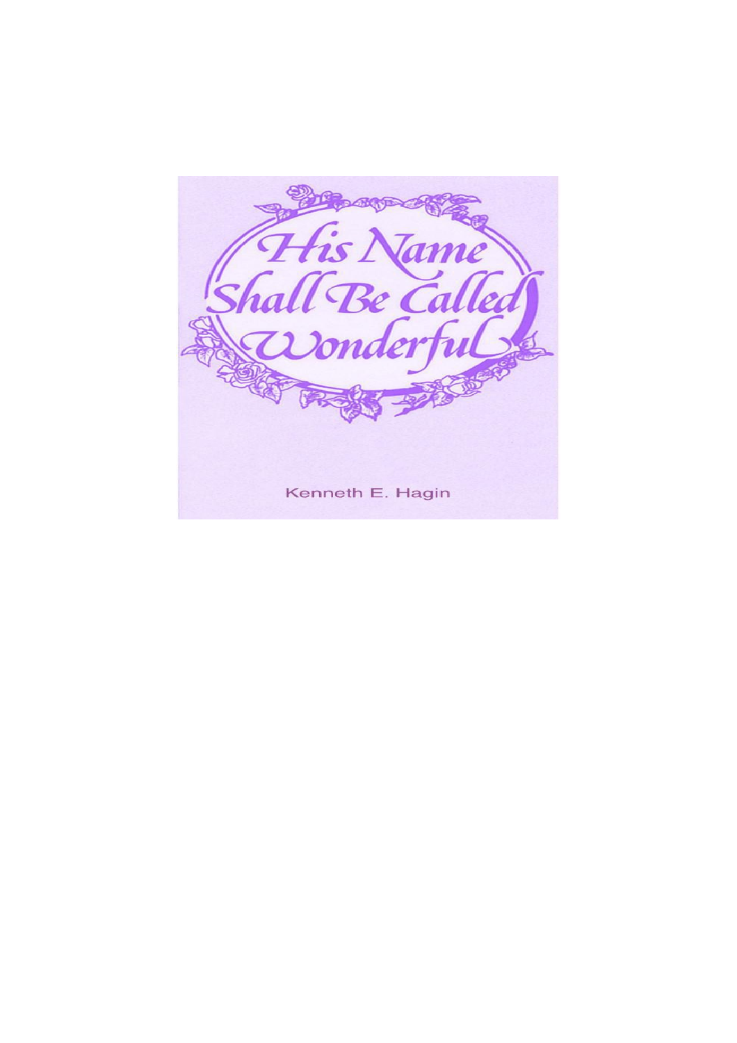# His Name Shall Be Called Wonderful

Kenneth E. Hagin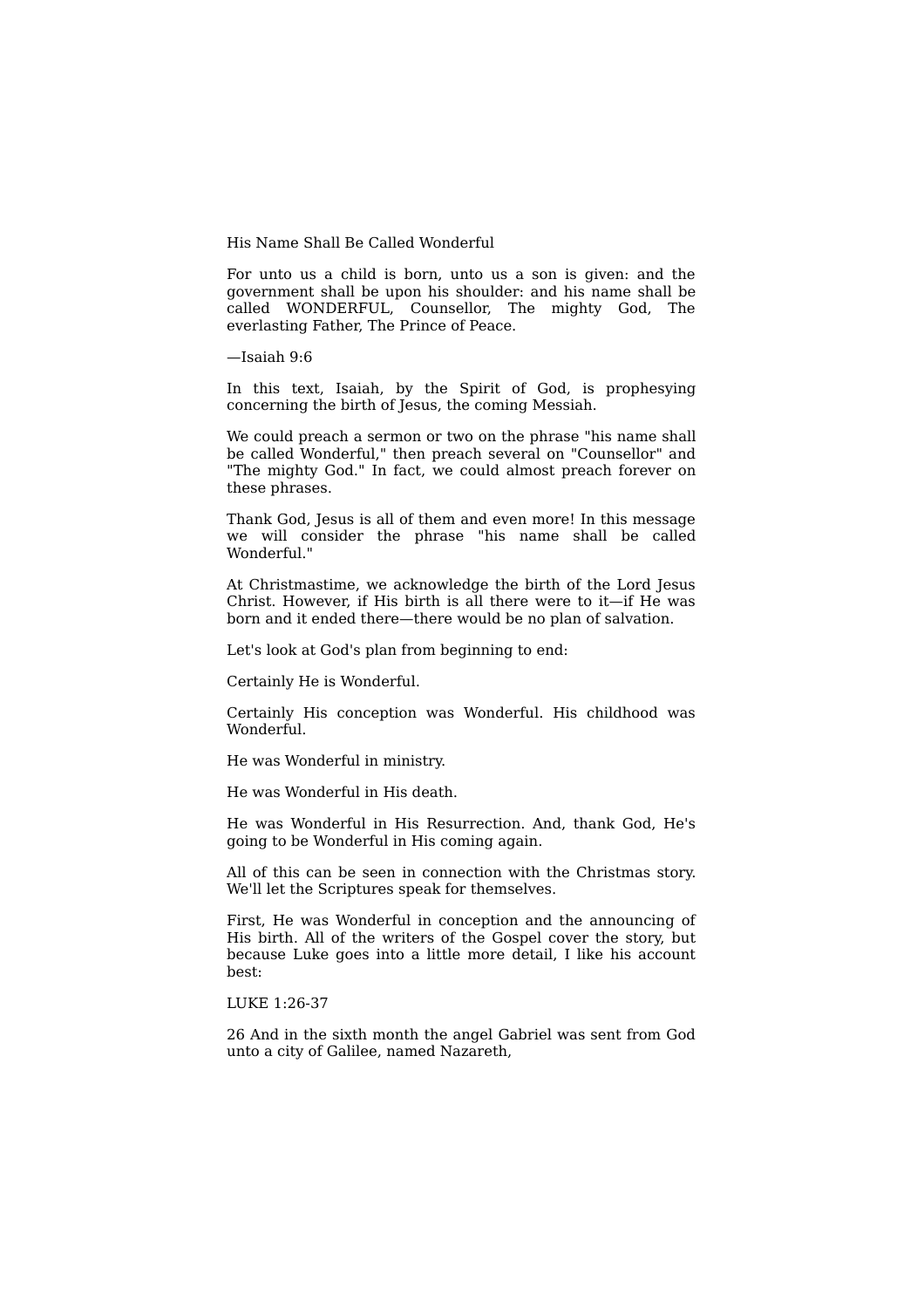# His Name Shall Be Called Wonderful

For unto us a child is born, unto us a son is given: and the government shall be upon his shoulder: and his name shall be called WONDERFUL, Counsellor, The mighty God, The everlasting Father, The Prince of Peace.

—Isaiah 9:6

In this text, Isaiah, by the Spirit of God, is prophesying concerning the birth of Jesus, the coming Messiah.

We could preach a sermon or two on the phrase "his name shall be called Wonderful," then preach several on "Counsellor" and "The mighty God." In fact, we could almost preach forever on these phrases.

Thank God, Jesus is all of them and even more! In this message we will consider the phrase "his name shall be called Wonderful."

At Christmastime, we acknowledge the birth of the Lord Jesus Christ. However, if His birth is all there were to it—if He was born and it ended there—there would be no plan of salvation.

Let's look at God's plan from beginning to end:

Certainly He is Wonderful.

Certainly His conception was Wonderful. His childhood was Wonderful.

He was Wonderful in ministry.

He was Wonderful in His death.

He was Wonderful in His Resurrection. And, thank God, He's going to be Wonderful in His coming again.

All of this can be seen in connection with the Christmas story. We'll let the Scriptures speak for themselves.

First, He was Wonderful in conception and the announcing of His birth. All of the writers of the Gospel cover the story, but because Luke goes into a little more detail, I like his account best:

LUKE 1:26-37

26 And in the sixth month the angel Gabriel was sent from God unto a city of Galilee, named Nazareth,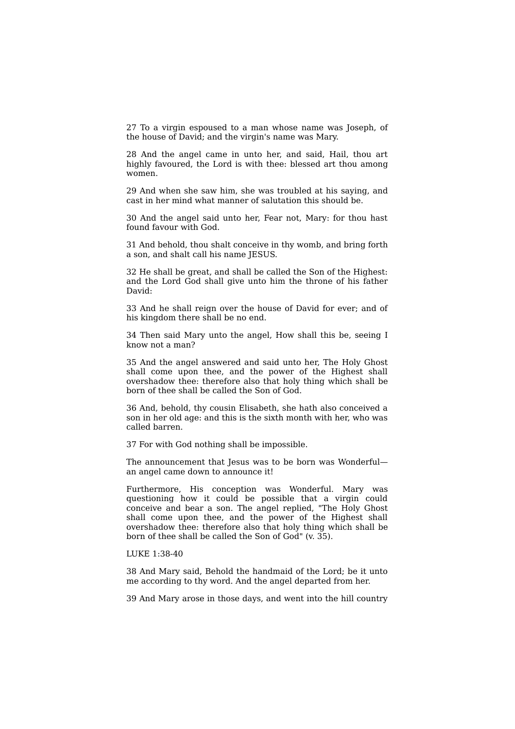27 To a virgin espoused to a man whose name was Joseph, of the house of David; and the virgin's name was Mary.

28 And the angel came in unto her, and said, Hail, thou art highly favoured, the Lord is with thee: blessed art thou among women.

29 And when she saw him, she was troubled at his saying, and cast in her mind what manner of salutation this should be.

30 And the angel said unto her, Fear not, Mary: for thou hast found favour with God.

31 And behold, thou shalt conceive in thy womb, and bring forth a son, and shalt call his name JESUS.

32 He shall be great, and shall be called the Son of the Highest: and the Lord God shall give unto him the throne of his father David:

33 And he shall reign over the house of David for ever; and of his kingdom there shall be no end.

34 Then said Mary unto the angel, How shall this be, seeing I know not a man?

35 And the angel answered and said unto her, The Holy Ghost shall come upon thee, and the power of the Highest shall overshadow thee: therefore also that holy thing which shall be born of thee shall be called the Son of God.

36 And, behold, thy cousin Elisabeth, she hath also conceived a son in her old age: and this is the sixth month with her, who was called barren.

37 For with God nothing shall be impossible.

The announcement that Jesus was to be born was Wonderful—an angel came down to announce it!

Furthermore, His conception was Wonderful. Mary was questioning how it could be possible that a virgin could conceive and bear a son. The angel replied, "The Holy Ghost shall come upon thee, and the power of the Highest shall overshadow thee: therefore also that holy thing which shall be born of thee shall be called the Son of God" (v. 35).

LUKE 1:38-40

38 And Mary said, Behold the handmaid of the Lord; be it unto me according to thy word. And the angel departed from her.

39 And Mary arose in those days, and went into the hill country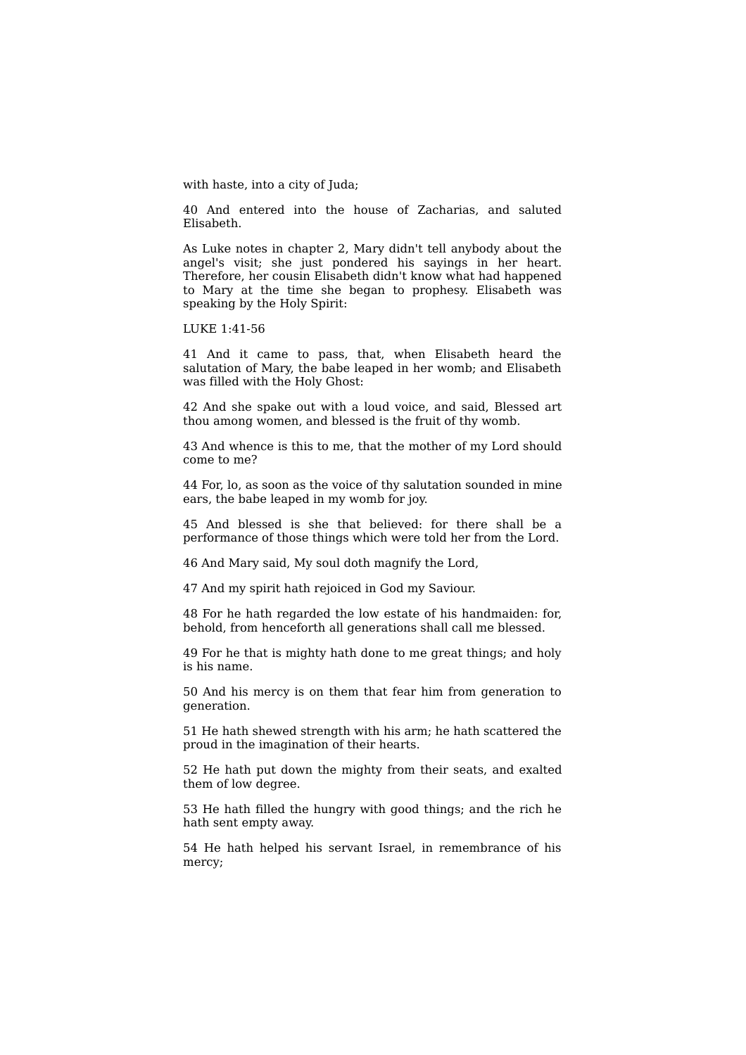with haste, into a city of Juda;

40 And entered into the house of Zacharias, and saluted Elisabeth.

As Luke notes in chapter 2, Mary didn't tell anybody about the angel's visit; she just pondered his sayings in her heart. Therefore, her cousin Elisabeth didn't know what had happened to Mary at the time she began to prophesy. Elisabeth was speaking by the Holy Spirit:

LUKE 1:41-56

41 And it came to pass, that, when Elisabeth heard the salutation of Mary, the babe leaped in her womb; and Elisabeth was filled with the Holy Ghost:

42 And she spake out with a loud voice, and said, Blessed art thou among women, and blessed is the fruit of thy womb.

43 And whence is this to me, that the mother of my Lord should come to me?

44 For, lo, as soon as the voice of thy salutation sounded in mine ears, the babe leaped in my womb for joy.

45 And blessed is she that believed: for there shall be a performance of those things which were told her from the Lord.

46 And Mary said, My soul doth magnify the Lord,

47 And my spirit hath rejoiced in God my Saviour.

48 For he hath regarded the low estate of his handmaiden: for, behold, from henceforth all generations shall call me blessed.

49 For he that is mighty hath done to me great things; and holy is his name.

50 And his mercy is on them that fear him from generation to generation.

51 He hath shewed strength with his arm; he hath scattered the proud in the imagination of their hearts.

52 He hath put down the mighty from their seats, and exalted them of low degree.

53 He hath filled the hungry with good things; and the rich he hath sent empty away.

54 He hath helped his servant Israel, in remembrance of his mercy;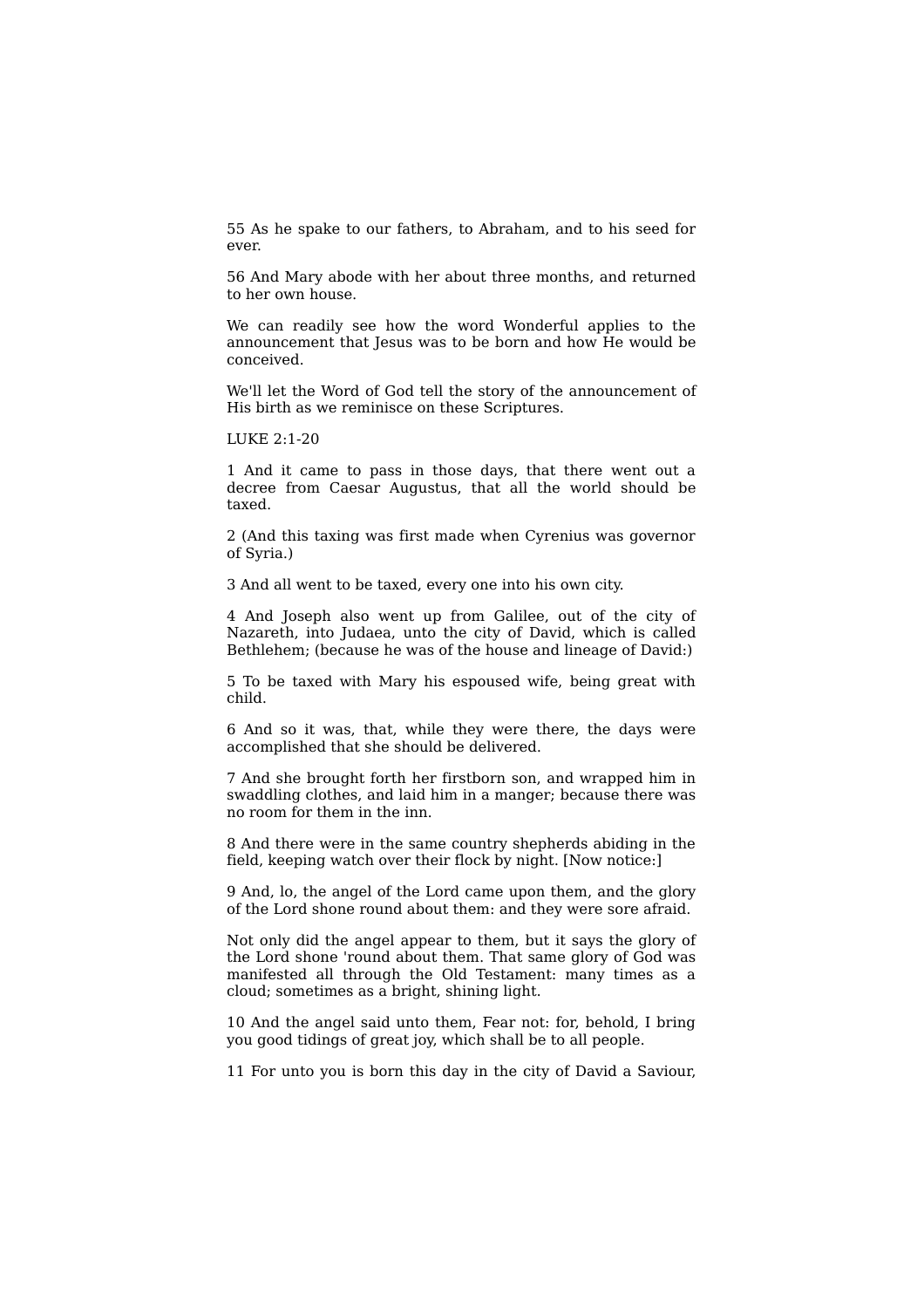55 As he spake to our fathers, to Abraham, and to his seed for ever.

56 And Mary abode with her about three months, and returned to her own house.

We can readily see how the word Wonderful applies to the announcement that Jesus was to be born and how He would be conceived.

We'll let the Word of God tell the story of the announcement of His birth as we reminisce on these Scriptures.

LUKE 2:1-20

1 And it came to pass in those days, that there went out a decree from Caesar Augustus, that all the world should be taxed.

2 (And this taxing was first made when Cyrenius was governor of Syria.)

3 And all went to be taxed, every one into his own city.

4 And Joseph also went up from Galilee, out of the city of Nazareth, into Judaea, unto the city of David, which is called Bethlehem; (because he was of the house and lineage of David:)

5 To be taxed with Mary his espoused wife, being great with child.

6 And so it was, that, while they were there, the days were accomplished that she should be delivered.

7 And she brought forth her firstborn son, and wrapped him in swaddling clothes, and laid him in a manger; because there was no room for them in the inn.

8 And there were in the same country shepherds abiding in the field, keeping watch over their flock by night. [Now notice:]

9 And, lo, the angel of the Lord came upon them, and the glory of the Lord shone round about them: and they were sore afraid.

Not only did the angel appear to them, but it says the glory of the Lord shone 'round about them. That same glory of God was manifested all through the Old Testament: many times as a cloud; sometimes as a bright, shining light.

10 And the angel said unto them, Fear not: for, behold, I bring you good tidings of great joy, which shall be to all people.

11 For unto you is born this day in the city of David a Saviour,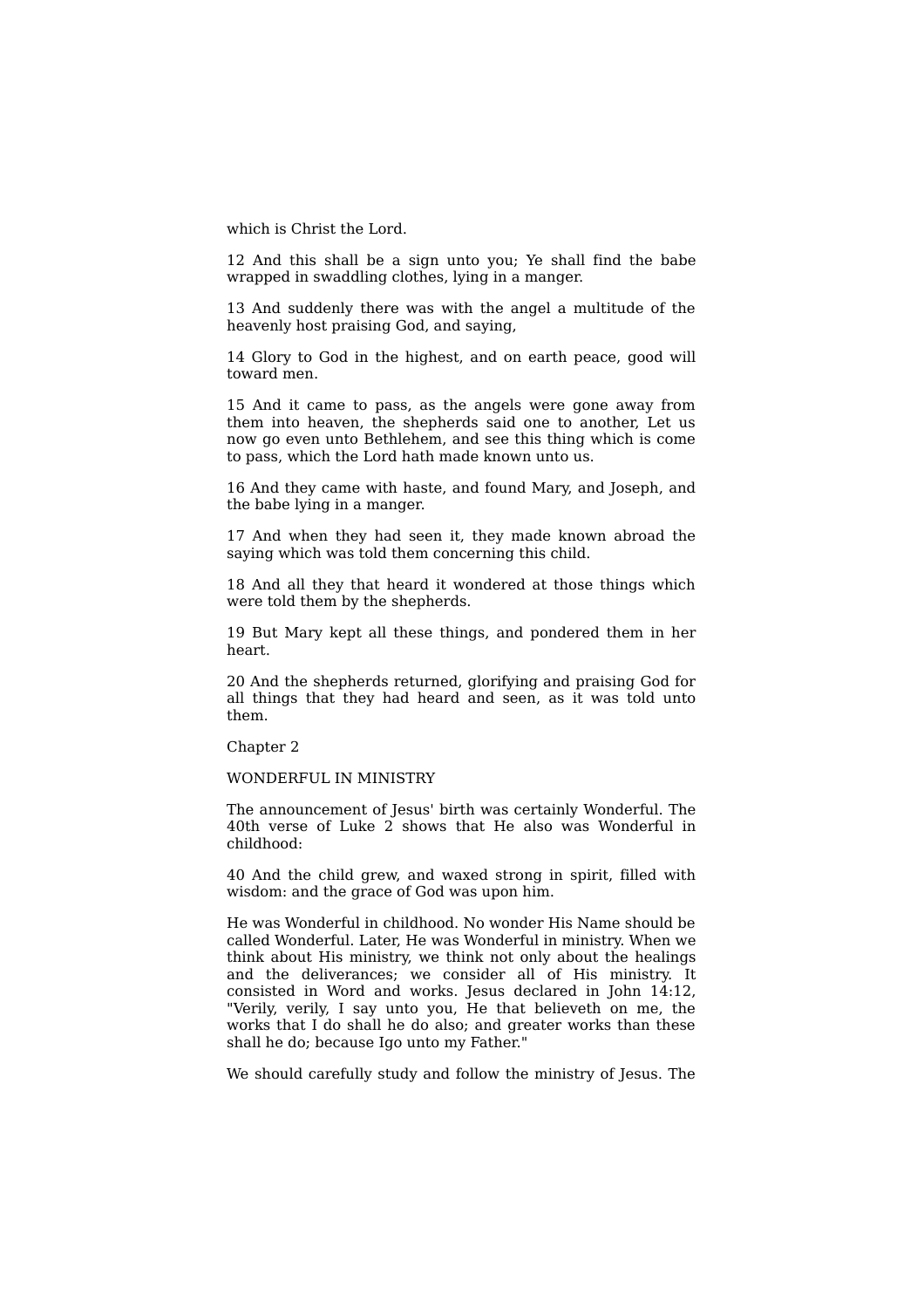which is Christ the Lord.

12 And this shall be a sign unto you; Ye shall find the babe wrapped in swaddling clothes, lying in a manger.

13 And suddenly there was with the angel a multitude of the heavenly host praising God, and saying,

14 Glory to God in the highest, and on earth peace, good will toward men.

15 And it came to pass, as the angels were gone away from them into heaven, the shepherds said one to another, Let us now go even unto Bethlehem, and see this thing which is come to pass, which the Lord hath made known unto us.

16 And they came with haste, and found Mary, and Joseph, and the babe lying in a manger.

17 And when they had seen it, they made known abroad the saying which was told them concerning this child.

18 And all they that heard it wondered at those things which were told them by the shepherds.

19 But Mary kept all these things, and pondered them in her heart.

20 And the shepherds returned, glorifying and praising God for all things that they had heard and seen, as it was told unto them.

## Chapter 2

## WONDERFUL IN MINISTRY

The announcement of Jesus' birth was certainly Wonderful. The 40th verse of Luke 2 shows that He also was Wonderful in childhood:

40 And the child grew, and waxed strong in spirit, filled with wisdom: and the grace of God was upon him.

He was Wonderful in childhood. No wonder His Name should be called Wonderful. Later, He was Wonderful in ministry. When we think about His ministry, we think not only about the healings and the deliverances; we consider all of His ministry. It consisted in Word and works. Jesus declared in John 14:12, "Verily, verily, I say unto you, He that believeth on me, the works that I do shall he do also; and greater works than these shall he do; because Igo unto my Father."

We should carefully study and follow the ministry of Jesus. The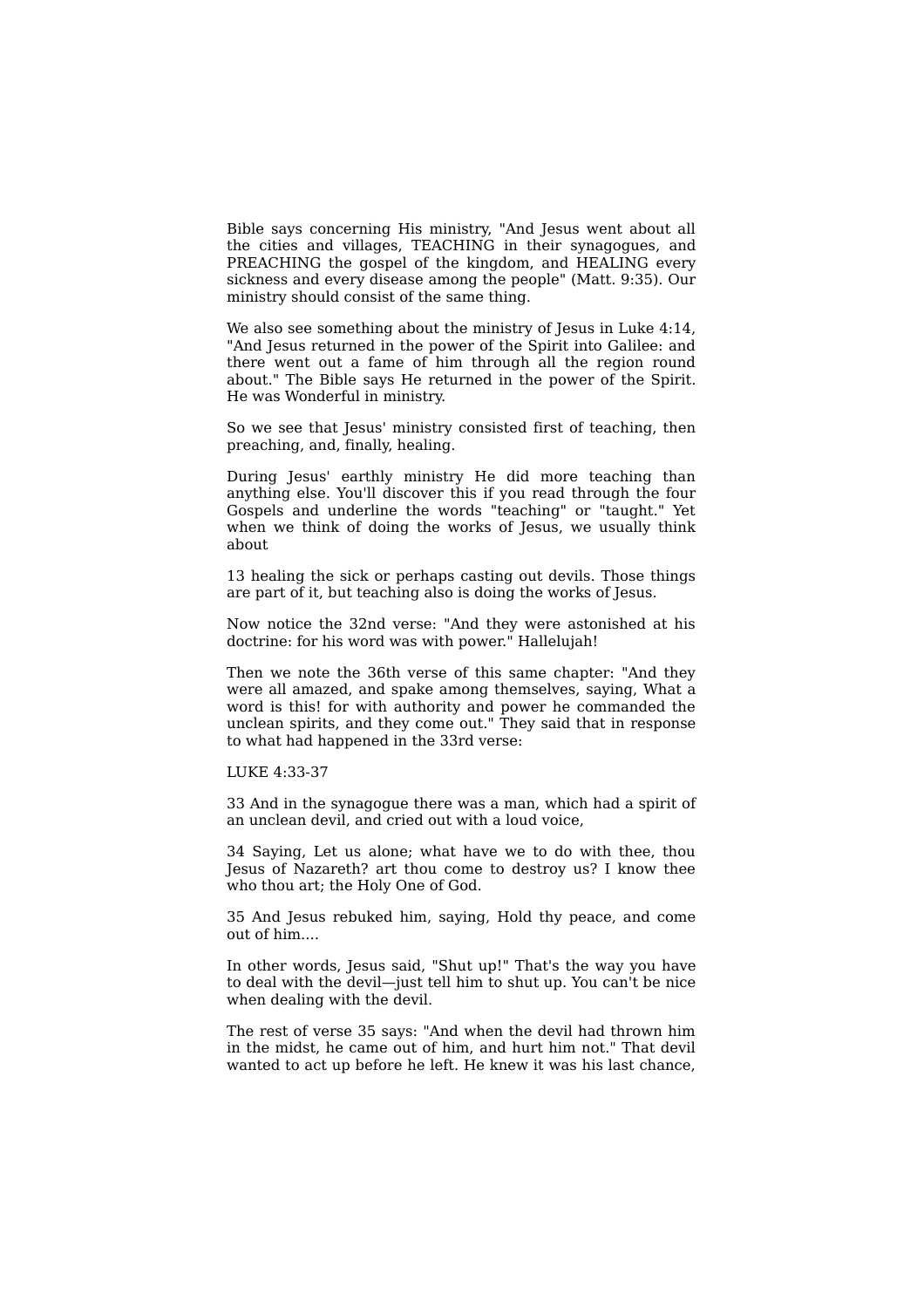Bible says concerning His ministry, "And Jesus went about all the cities and villages, TEACHING in their synagogues, and PREACHING the gospel of the kingdom, and HEALING every sickness and every disease among the people" (Matt. 9:35). Our ministry should consist of the same thing.

We also see something about the ministry of Jesus in Luke 4:14, "And Jesus returned in the power of the Spirit into Galilee: and there went out a fame of him through all the region round about." The Bible says He returned in the power of the Spirit. He was Wonderful in ministry.

So we see that Jesus' ministry consisted first of teaching, then preaching, and, finally, healing.

During Jesus' earthly ministry He did more teaching than anything else. You'll discover this if you read through the four Gospels and underline the words "teaching" or "taught." Yet when we think of doing the works of Jesus, we usually think about

13 healing the sick or perhaps casting out devils. Those things are part of it, but teaching also is doing the works of Jesus.

Now notice the 32nd verse: "And they were astonished at his doctrine: for his word was with power." Hallelujah!

Then we note the 36th verse of this same chapter: "And they were all amazed, and spake among themselves, saying, What a word is this! for with authority and power he commanded the unclean spirits, and they come out." They said that in response to what had happened in the 33rd verse:

LUKE 4:33-37

33 And in the synagogue there was a man, which had a spirit of an unclean devil, and cried out with a loud voice,

34 Saying, Let us alone; what have we to do with thee, thou Jesus of Nazareth? art thou come to destroy us? I know thee who thou art; the Holy One of God.

35 And Jesus rebuked him, saying, Hold thy peace, and come out of him....

In other words, Jesus said, "Shut up!" That's the way you have to deal with the devil—just tell him to shut up. You can't be nice when dealing with the devil.

The rest of verse 35 says: "And when the devil had thrown him in the midst, he came out of him, and hurt him not." That devil wanted to act up before he left. He knew it was his last chance,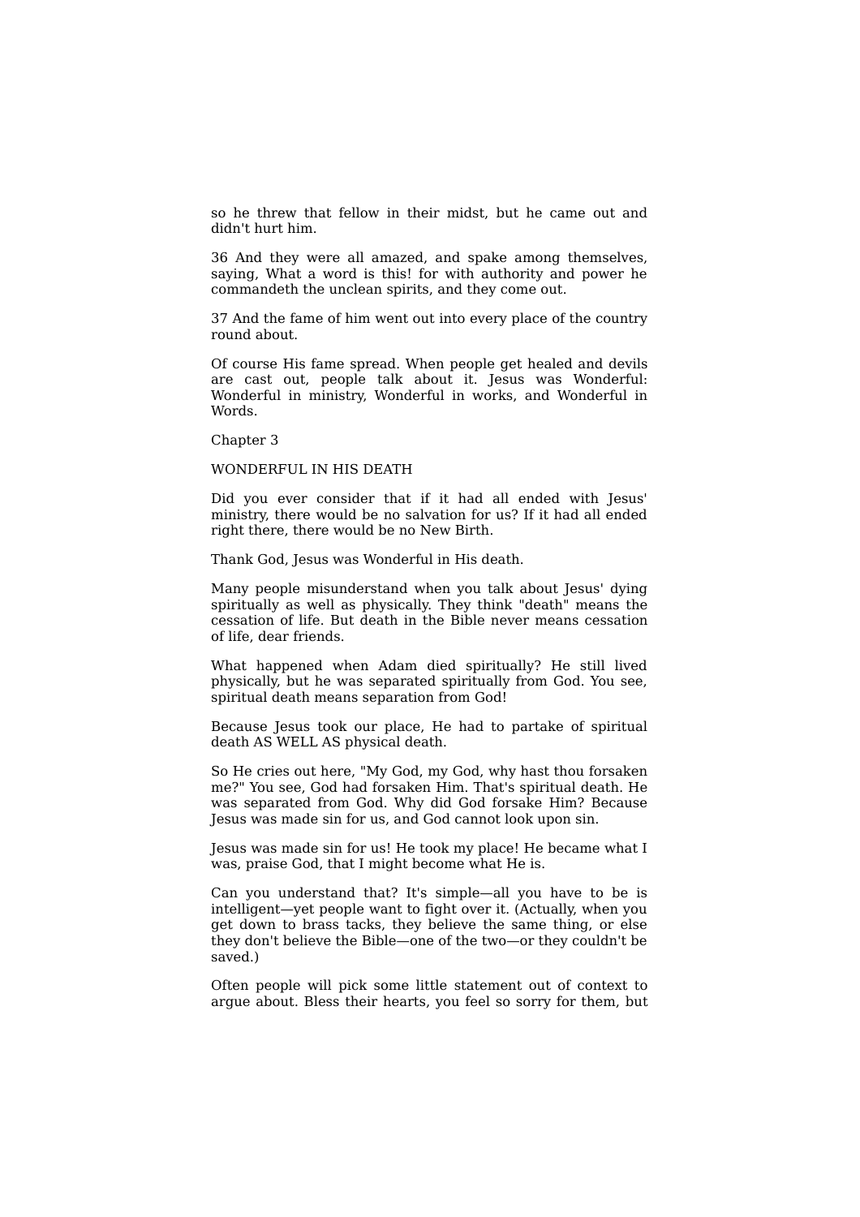so he threw that fellow in their midst, but he came out and didn't hurt him.

36 And they were all amazed, and spake among themselves, saying, What a word is this! for with authority and power he commandeth the unclean spirits, and they come out.

37 And the fame of him went out into every place of the country round about.

Of course His fame spread. When people get healed and devils are cast out, people talk about it. Jesus was Wonderful: Wonderful in ministry, Wonderful in works, and Wonderful in Words.

## Chapter 3

## WONDERFUL IN HIS DEATH

Did you ever consider that if it had all ended with Jesus' ministry, there would be no salvation for us? If it had all ended right there, there would be no New Birth.

Thank God, Jesus was Wonderful in His death.

Many people misunderstand when you talk about Jesus' dying spiritually as well as physically. They think "death" means the cessation of life. But death in the Bible never means cessation of life, dear friends.

What happened when Adam died spiritually? He still lived physically, but he was separated spiritually from God. You see, spiritual death means separation from God!

Because Jesus took our place, He had to partake of spiritual death AS WELL AS physical death.

So He cries out here, "My God, my God, why hast thou forsaken me?" You see, God had forsaken Him. That's spiritual death. He was separated from God. Why did God forsake Him? Because Jesus was made sin for us, and God cannot look upon sin.

Jesus was made sin for us! He took my place! He became what I was, praise God, that I might become what He is.

Can you understand that? It's simple—all you have to be is intelligent—yet people want to fight over it. (Actually, when you get down to brass tacks, they believe the same thing, or else they don't believe the Bible—one of the two—or they couldn't be saved.)

Often people will pick some little statement out of context to argue about. Bless their hearts, you feel so sorry for them, but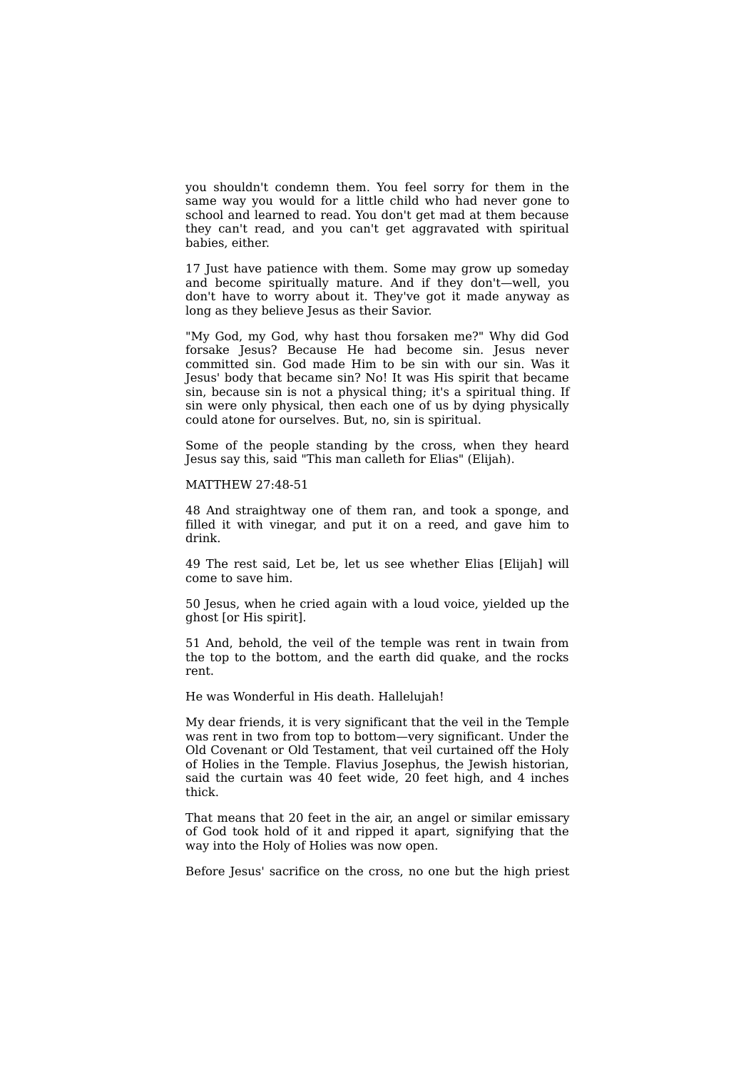you shouldn't condemn them. You feel sorry for them in the same way you would for a little child who had never gone to school and learned to read. You don't get mad at them because they can't read, and you can't get aggravated with spiritual babies, either.

17 Just have patience with them. Some may grow up someday and become spiritually mature. And if they don't—well, you don't have to worry about it. They've got it made anyway as long as they believe Jesus as their Savior.

"My God, my God, why hast thou forsaken me?" Why did God forsake Jesus? Because He had become sin. Jesus never committed sin. God made Him to be sin with our sin. Was it Jesus' body that became sin? No! It was His spirit that became sin, because sin is not a physical thing; it's a spiritual thing. If sin were only physical, then each one of us by dying physically could atone for ourselves. But, no, sin is spiritual.

Some of the people standing by the cross, when they heard Jesus say this, said "This man calleth for Elias" (Elijah).

MATTHEW 27:48-51

48 And straightway one of them ran, and took a sponge, and filled it with vinegar, and put it on a reed, and gave him to drink.

49 The rest said, Let be, let us see whether Elias [Elijah] will come to save him.

50 Jesus, when he cried again with a loud voice, yielded up the ghost [or His spirit].

51 And, behold, the veil of the temple was rent in twain from the top to the bottom, and the earth did quake, and the rocks rent.

He was Wonderful in His death. Hallelujah!

My dear friends, it is very significant that the veil in the Temple was rent in two from top to bottom—very significant. Under the Old Covenant or Old Testament, that veil curtained off the Holy of Holies in the Temple. Flavius Josephus, the Jewish historian, said the curtain was 40 feet wide, 20 feet high, and 4 inches thick.

That means that 20 feet in the air, an angel or similar emissary of God took hold of it and ripped it apart, signifying that the way into the Holy of Holies was now open.

Before Jesus' sacrifice on the cross, no one but the high priest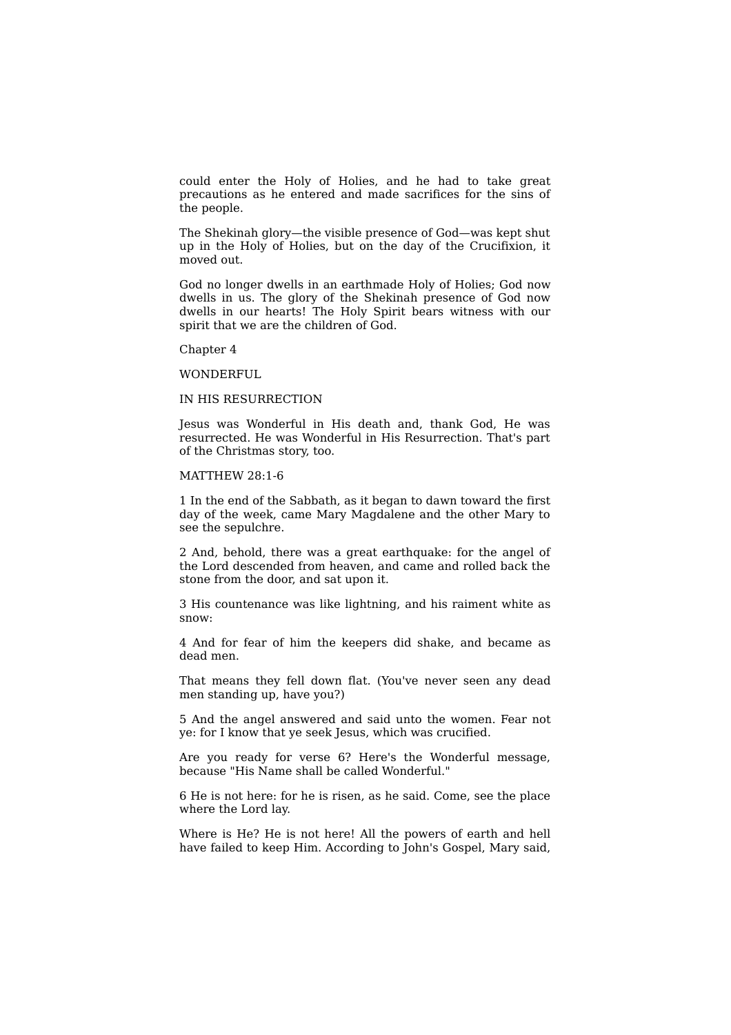could enter the Holy of Holies, and he had to take great precautions as he entered and made sacrifices for the sins of the people.

The Shekinah glory—the visible presence of God—was kept shut up in the Holy of Holies, but on the day of the Crucifixion, it moved out.

God no longer dwells in an earthmade Holy of Holies; God now dwells in us. The glory of the Shekinah presence of God now dwells in our hearts! The Holy Spirit bears witness with our spirit that we are the children of God.

## Chapter 4

## WONDERFUL

## IN HIS RESURRECTION

Jesus was Wonderful in His death and, thank God, He was resurrected. He was Wonderful in His Resurrection. That's part of the Christmas story, too.

MATTHEW 28:1-6

1 In the end of the Sabbath, as it began to dawn toward the first day of the week, came Mary Magdalene and the other Mary to see the sepulchre.

2 And, behold, there was a great earthquake: for the angel of the Lord descended from heaven, and came and rolled back the stone from the door, and sat upon it.

3 His countenance was like lightning, and his raiment white as snow:

4 And for fear of him the keepers did shake, and became as dead men.

That means they fell down flat. (You've never seen any dead men standing up, have you?)

5 And the angel answered and said unto the women. Fear not ye: for I know that ye seek Jesus, which was crucified.

Are you ready for verse 6? Here's the Wonderful message, because "His Name shall be called Wonderful."

6 He is not here: for he is risen, as he said. Come, see the place where the Lord lay.

Where is He? He is not here! All the powers of earth and hell have failed to keep Him. According to John's Gospel, Mary said,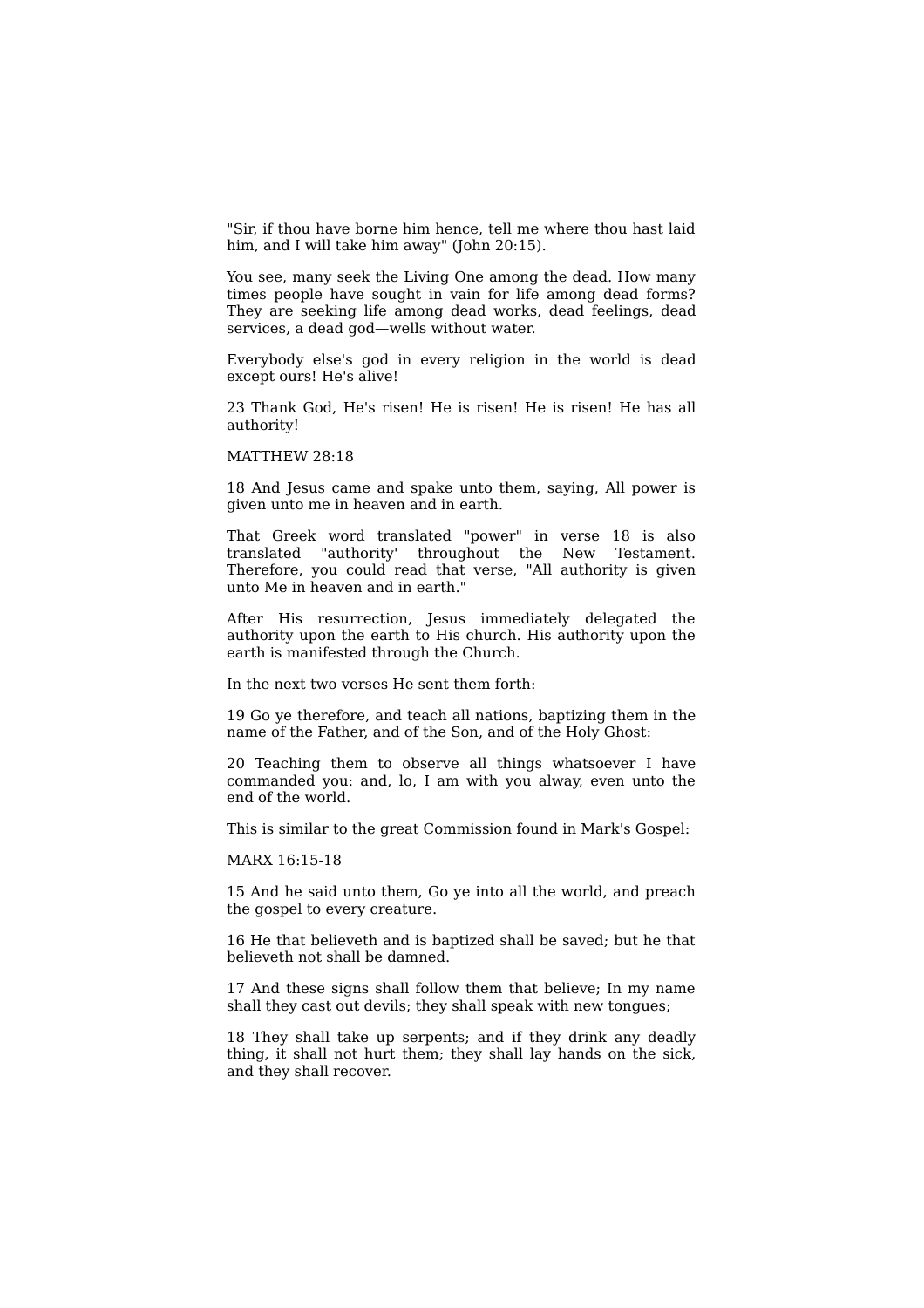"Sir, if thou have borne him hence, tell me where thou hast laid him, and I will take him away" (John 20:15).

You see, many seek the Living One among the dead. How many times people have sought in vain for life among dead forms? They are seeking life among dead works, dead feelings, dead services, a dead god—wells without water.

Everybody else's god in every religion in the world is dead except ours! He's alive!

23 Thank God, He's risen! He is risen! He is risen! He has all authority!

MATTHEW 28:18

18 And Jesus came and spake unto them, saying, All power is given unto me in heaven and in earth.

That Greek word translated "power" in verse 18 is also translated "authority' throughout the New Testament. Therefore, you could read that verse, "All authority is given unto Me in heaven and in earth."

After His resurrection, Jesus immediately delegated the authority upon the earth to His church. His authority upon the earth is manifested through the Church.

In the next two verses He sent them forth:

19 Go ye therefore, and teach all nations, baptizing them in the name of the Father, and of the Son, and of the Holy Ghost:

20 Teaching them to observe all things whatsoever I have commanded you: and, lo, I am with you alway, even unto the end of the world.

This is similar to the great Commission found in Mark's Gospel:

MARK 16:15-18

15 And he said unto them, Go ye into all the world, and preach the gospel to every creature.

16 He that believeth and is baptized shall be saved; but he that believeth not shall be damned.

17 And these signs shall follow them that believe; In my name shall they cast out devils; they shall speak with new tongues;

18 They shall take up serpents; and if they drink any deadly thing, it shall not hurt them; they shall lay hands on the sick, and they shall recover.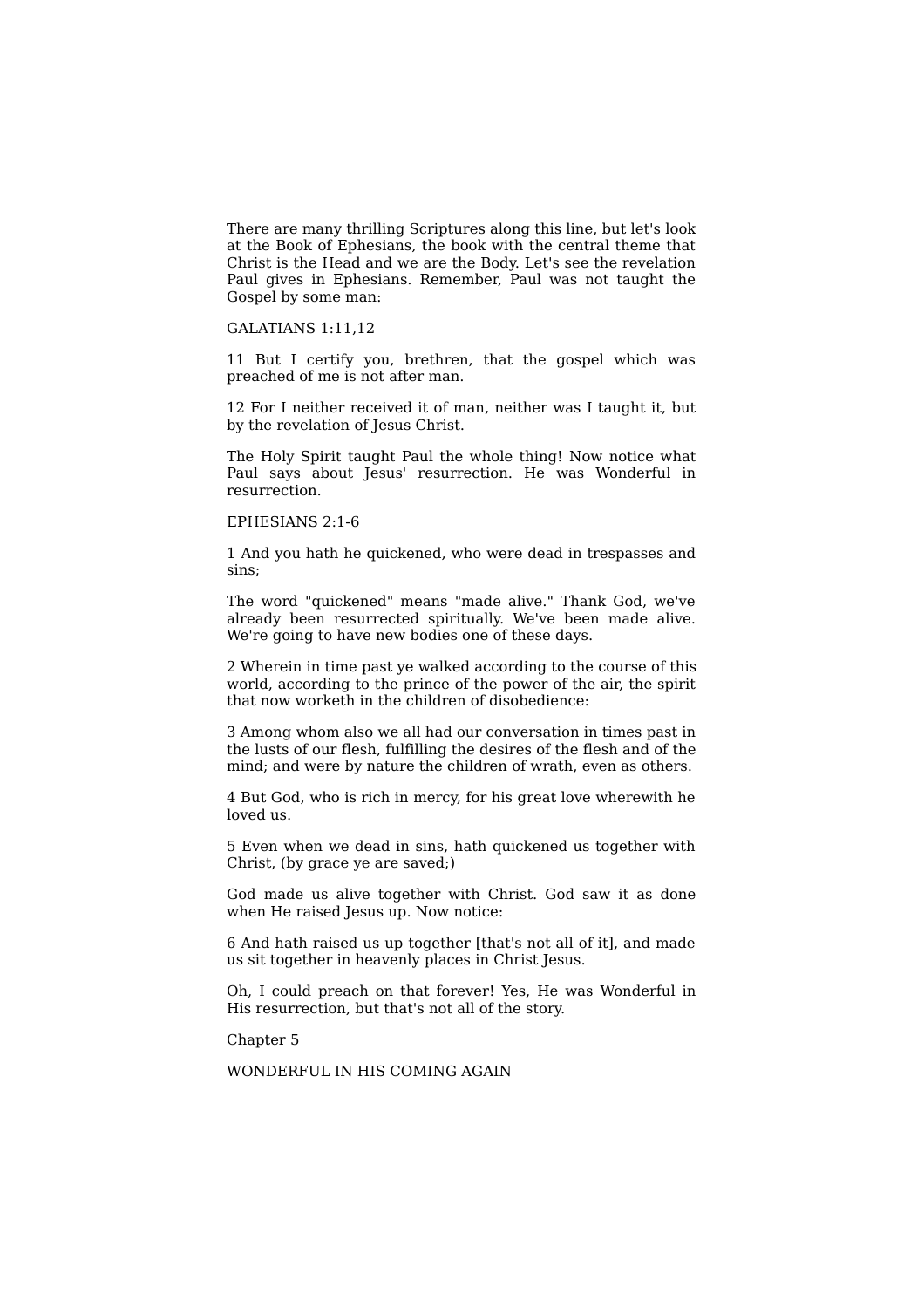There are many thrilling Scriptures along this line, but let's look at the Book of Ephesians, the book with the central theme that Christ is the Head and we are the Body. Let's see the revelation Paul gives in Ephesians. Remember, Paul was not taught the Gospel by some man:

GALATIANS 1:11,12

11 But I certify you, brethren, that the gospel which was preached of me is not after man.

12 For I neither received it of man, neither was I taught it, but by the revelation of Jesus Christ.

The Holy Spirit taught Paul the whole thing! Now notice what Paul says about Jesus' resurrection. He was Wonderful in resurrection.

EPHESIANS 2:1-6

1 And you hath he quickened, who were dead in trespasses and sins;

The word "quickened" means "made alive." Thank God, we've already been resurrected spiritually. We've been made alive. We're going to have new bodies one of these days.

2 Wherein in time past ye walked according to the course of this world, according to the prince of the power of the air, the spirit that now worketh in the children of disobedience:

3 Among whom also we all had our conversation in times past in the lusts of our flesh, fulfilling the desires of the flesh and of the mind; and were by nature the children of wrath, even as others.

4 But God, who is rich in mercy, for his great love wherewith he loved us.

5 Even when we dead in sins, hath quickened us together with Christ, (by grace ye are saved;)

God made us alive together with Christ. God saw it as done when He raised Jesus up. Now notice:

6 And hath raised us up together [that's not all of it], and made us sit together in heavenly places in Christ Jesus.

Oh, I could preach on that forever! Yes, He was Wonderful in His resurrection, but that's not all of the story.

## Chapter 5

## WONDERFUL IN HIS COMING AGAIN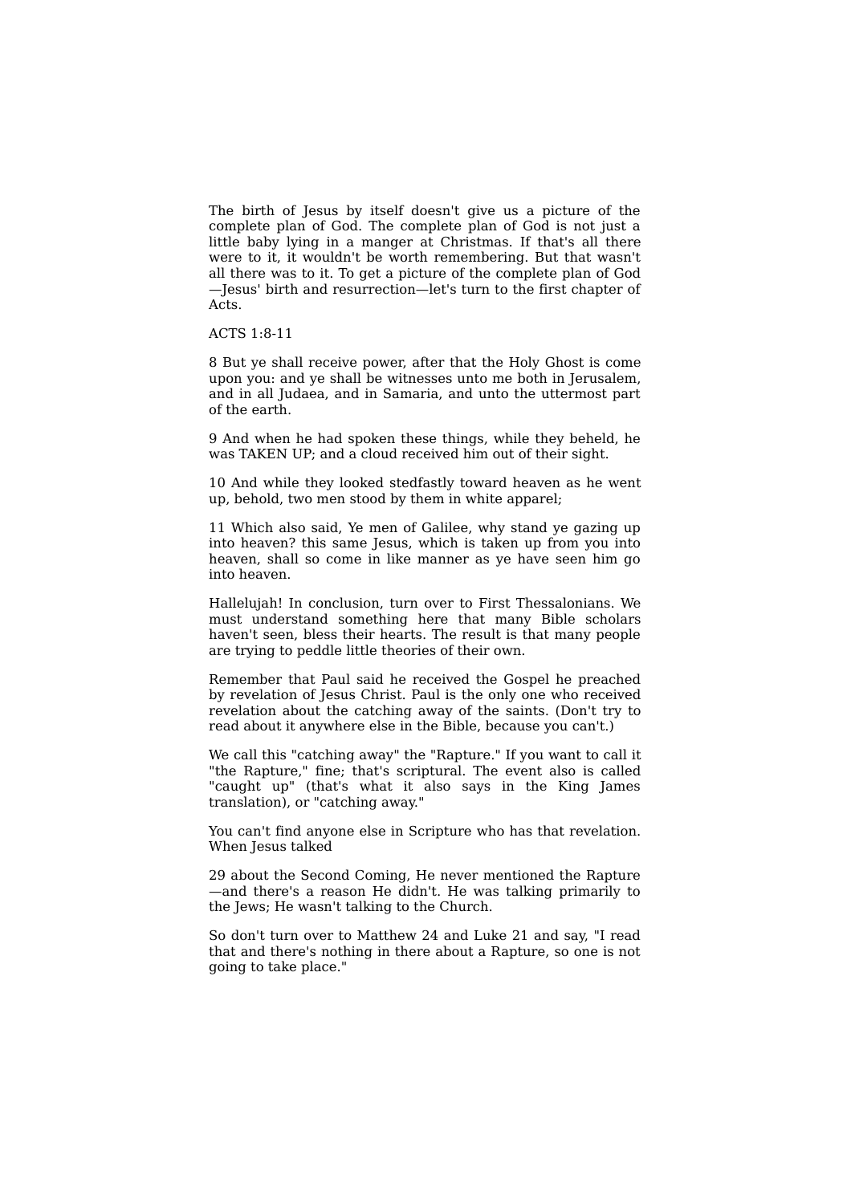The birth of Jesus by itself doesn't give us a picture of the complete plan of God. The complete plan of God is not just a little baby lying in a manger at Christmas. If that's all there were to it, it wouldn't be worth remembering. But that wasn't all there was to it. To get a picture of the complete plan of God—Jesus' birth and resurrection—let's turn to the first chapter of Acts.

ACTS 1:8-11

8 But ye shall receive power, after that the Holy Ghost is come upon you: and ye shall be witnesses unto me both in Jerusalem, and in all Judaea, and in Samaria, and unto the uttermost part of the earth.

9 And when he had spoken these things, while they beheld, he was TAKEN UP; and a cloud received him out of their sight.

10 And while they looked stedfastly toward heaven as he went up, behold, two men stood by them in white apparel;

11 Which also said, Ye men of Galilee, why stand ye gazing up into heaven? this same Jesus, which is taken up from you into heaven, shall so come in like manner as ye have seen him go into heaven.

Hallelujah! In conclusion, turn over to First Thessalonians. We must understand something here that many Bible scholars haven't seen, bless their hearts. The result is that many people are trying to peddle little theories of their own.

Remember that Paul said he received the Gospel he preached by revelation of Jesus Christ. Paul is the only one who received revelation about the catching away of the saints. (Don't try to read about it anywhere else in the Bible, because you can't.)

We call this "catching away" the "Rapture." If you want to call it "the Rapture," fine; that's scriptural. The event also is called "caught up" (that's what it also says in the King James translation), or "catching away."

You can't find anyone else in Scripture who has that revelation. When Jesus talked about the Second Coming, He never mentioned the Rapture—and there's a reason He didn't. He was talking primarily to the Jews; He wasn't talking to the Church.

So don't turn over to Matthew 24 and Luke 21 and say, "I read that and there's nothing in there about a Rapture, so one is not going to take place."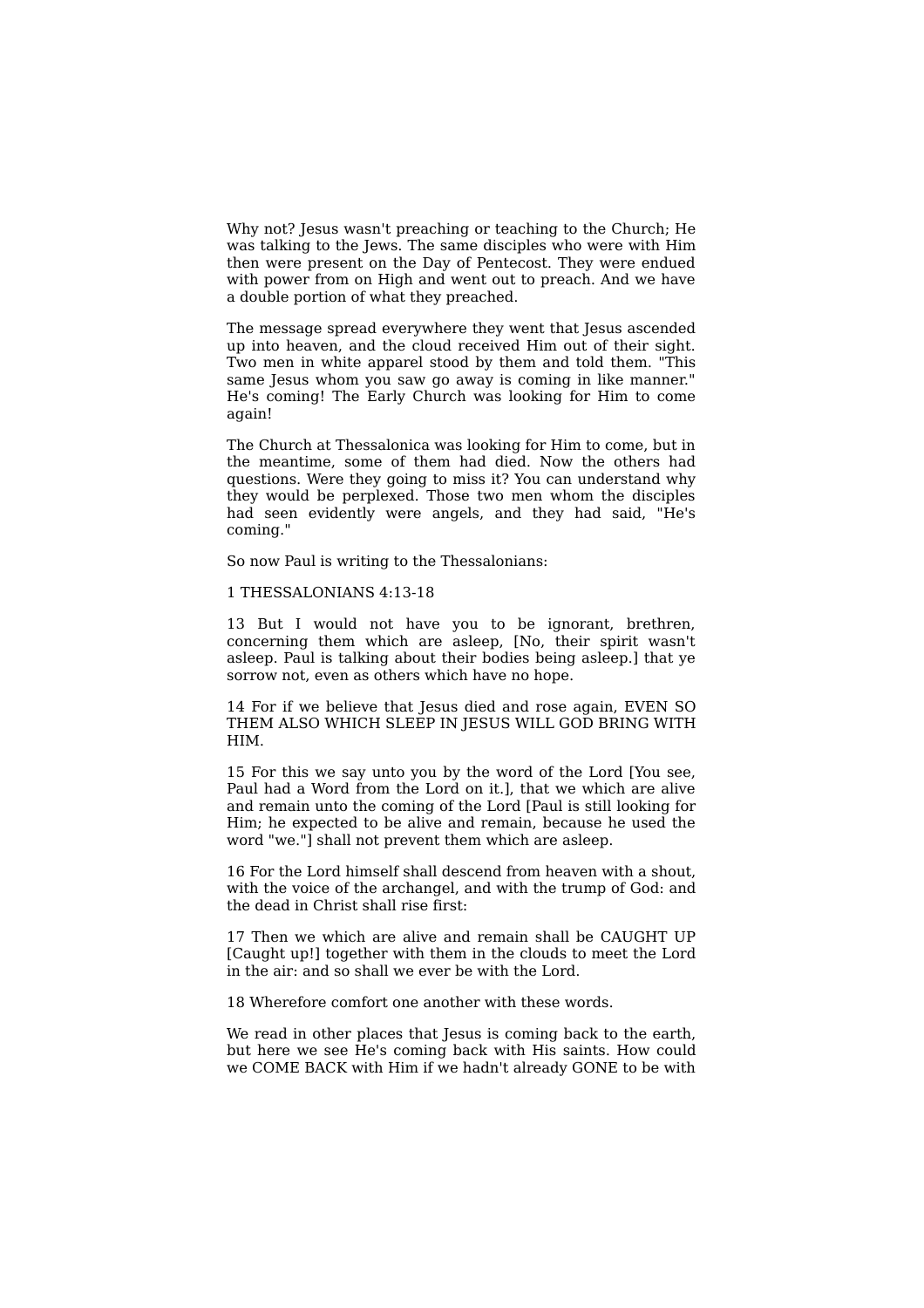Why not? Jesus wasn't preaching or teaching to the Church; He was talking to the Jews. The same disciples who were with Him then were present on the Day of Pentecost. They were endued with power from on High and went out to preach. And we have a double portion of what they preached.

The message spread everywhere they went that Jesus ascended up into heaven, and the cloud received Him out of their sight. Two men in white apparel stood by them and told them. "This same Jesus whom you saw go away is coming in like manner." He's coming! The Early Church was looking for Him to come again!

The Church at Thessalonica was looking for Him to come, but in the meantime, some of them had died. Now the others had questions. Were they going to miss it? You can understand why they would be perplexed. Those two men whom the disciples had seen evidently were angels, and they had said, "He's coming."

So now Paul is writing to the Thessalonians:

1 THESSALONIANS 4:13-18

13 But I would not have you to be ignorant, brethren, concerning them which are asleep, [No, their spirit wasn't asleep. Paul is talking about their bodies being asleep.] that ye sorrow not, even as others which have no hope.

14 For if we believe that Jesus died and rose again, EVEN SO THEM ALSO WHICH SLEEP IN JESUS WILL GOD BRING WITH HIM.

15 For this we say unto you by the word of the Lord [You see, Paul had a Word from the Lord on it.], that we which are alive and remain unto the coming of the Lord [Paul is still looking for Him; he expected to be alive and remain, because he used the word "we."] shall not prevent them which are asleep.

16 For the Lord himself shall descend from heaven with a shout, with the voice of the archangel, and with the trump of God: and the dead in Christ shall rise first:

17 Then we which are alive and remain shall be CAUGHT UP [Caught up!] together with them in the clouds to meet the Lord in the air: and so shall we ever be with the Lord.

18 Wherefore comfort one another with these words.

We read in other places that Jesus is coming back to the earth, but here we see He's coming back with His saints. How could we COME BACK with Him if we hadn't already GONE to be with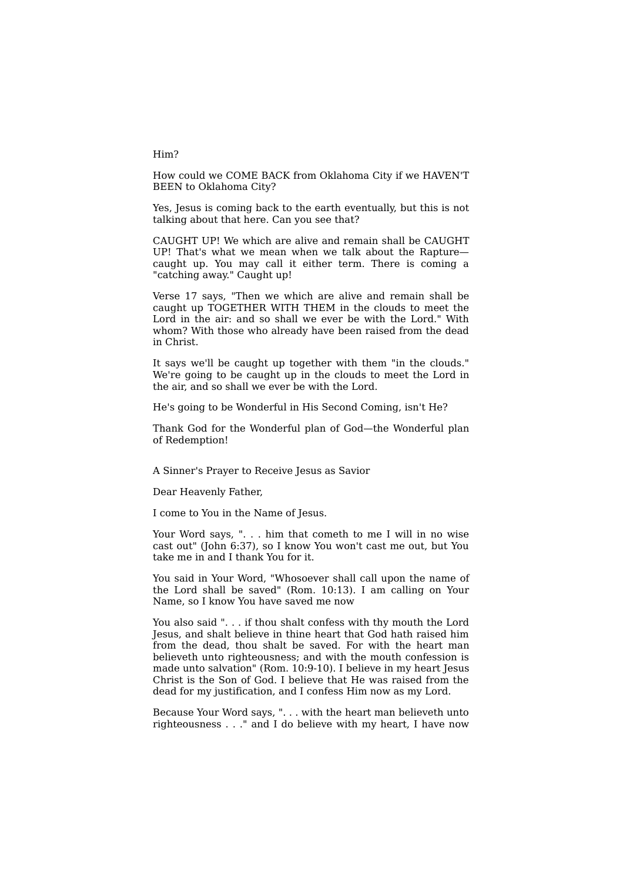Him?

How could we COME BACK from Oklahoma City if we HAVEN'T BEEN to Oklahoma City?

Yes, Jesus is coming back to the earth eventually, but this is not talking about that here. Can you see that?

CAUGHT UP! We which are alive and remain shall be CAUGHT UP! That's what we mean when we talk about the Rapture—caught up. You may call it either term. There is coming a "catching away." Caught up!

Verse 17 says, "Then we which are alive and remain shall be caught up TOGETHER WITH THEM in the clouds to meet the Lord in the air: and so shall we ever be with the Lord." With whom? With those who already have been raised from the dead in Christ.

It says we'll be caught up together with them "in the clouds." We're going to be caught up in the clouds to meet the Lord in the air, and so shall we ever be with the Lord.

He's going to be Wonderful in His Second Coming, isn't He?

Thank God for the Wonderful plan of God—the Wonderful plan of Redemption!

## A Sinner's Prayer to Receive Jesus as Savior

Dear Heavenly Father,

I come to You in the Name of Jesus.

Your Word says, ". . . him that cometh to me I will in no wise cast out" (John 6:37), so I know You won't cast me out, but You take me in and I thank You for it.

You said in Your Word, "Whosoever shall call upon the name of the Lord shall be saved" (Rom. 10:13). I am calling on Your Name, so I know You have saved me now

You also said ". . . if thou shalt confess with thy mouth the Lord Jesus, and shalt believe in thine heart that God hath raised him from the dead, thou shalt be saved. For with the heart man believeth unto righteousness; and with the mouth confession is made unto salvation" (Rom. 10:9-10). I believe in my heart Jesus Christ is the Son of God. I believe that He was raised from the dead for my justification, and I confess Him now as my Lord.

Because Your Word says, ". . . with the heart man believeth unto righteousness . . ." and I do believe with my heart, I have now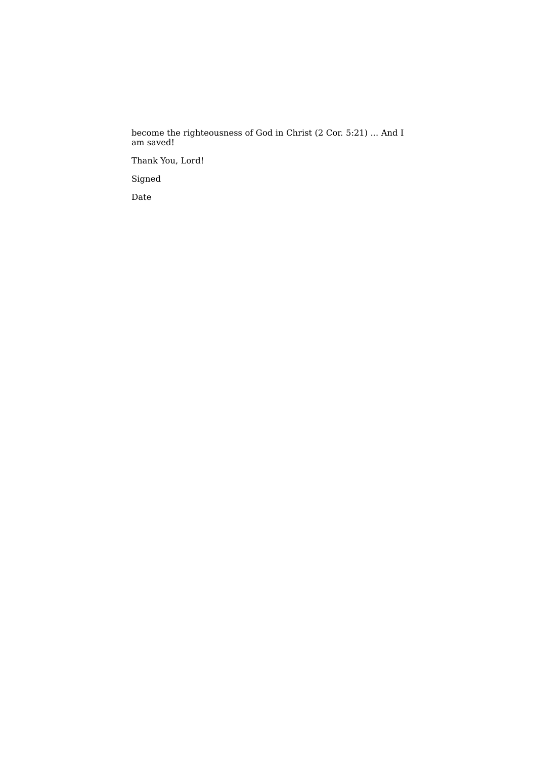become the righteousness of God in Christ (2 Cor. 5:21) ... And I am saved!

Thank You, Lord!

Signed

Date